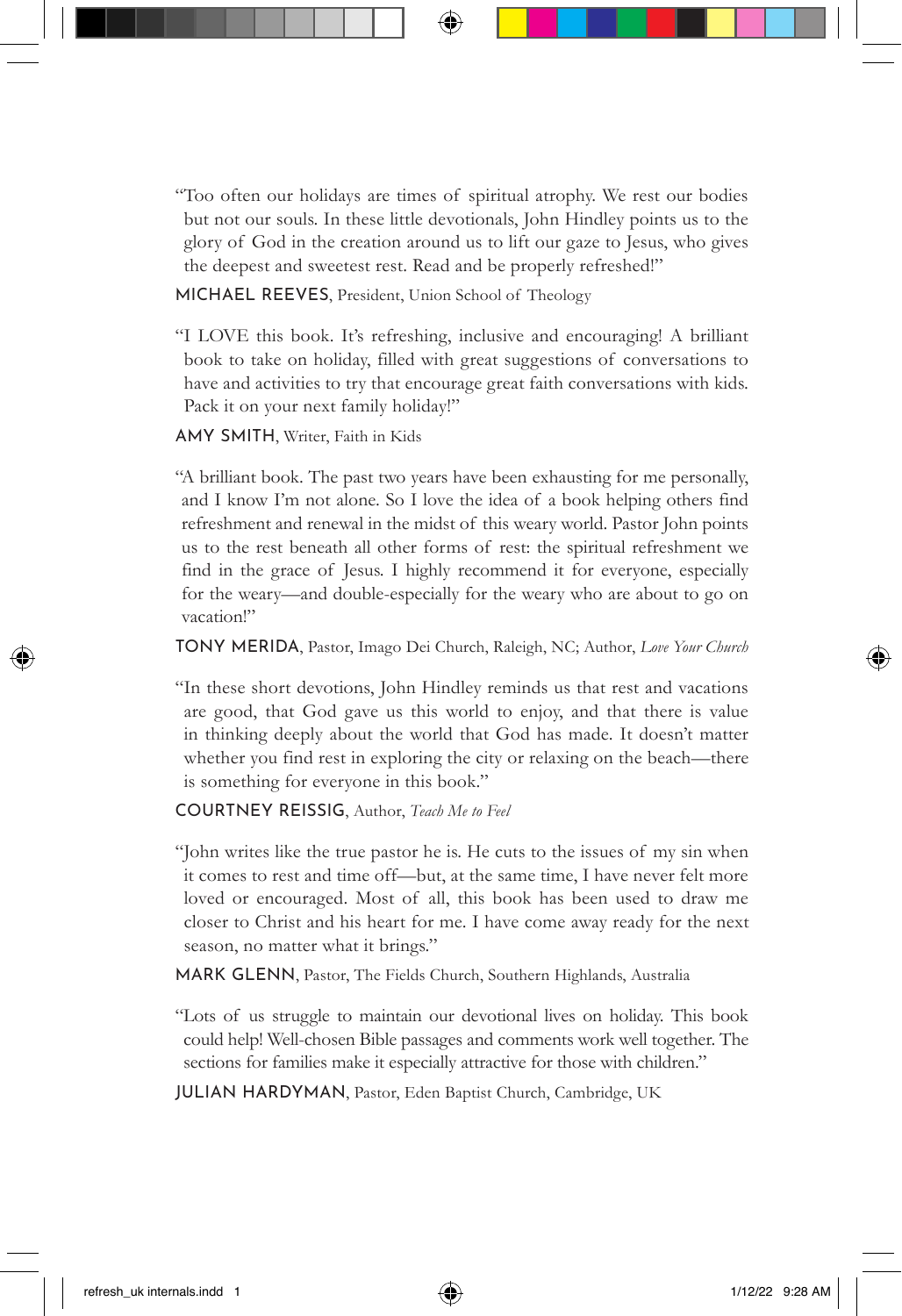"Too often our holidays are times of spiritual atrophy. We rest our bodies but not our souls. In these little devotionals, John Hindley points us to the glory of God in the creation around us to lift our gaze to Jesus, who gives the deepest and sweetest rest. Read and be properly refreshed!"

MICHAEL REEVES, President, Union School of Theology

"I LOVE this book. It's refreshing, inclusive and encouraging! A brilliant book to take on holiday, filled with great suggestions of conversations to have and activities to try that encourage great faith conversations with kids. Pack it on your next family holiday!"

AMY SMITH, Writer, Faith in Kids

"A brilliant book. The past two years have been exhausting for me personally, and I know I'm not alone. So I love the idea of a book helping others find refreshment and renewal in the midst of this weary world. Pastor John points us to the rest beneath all other forms of rest: the spiritual refreshment we find in the grace of Jesus. I highly recommend it for everyone, especially for the weary—and double-especially for the weary who are about to go on vacation!"

TONY MERIDA, Pastor, Imago Dei Church, Raleigh, NC; Author, *Love Your Church*

"In these short devotions, John Hindley reminds us that rest and vacations are good, that God gave us this world to enjoy, and that there is value in thinking deeply about the world that God has made. It doesn't matter whether you find rest in exploring the city or relaxing on the beach—there is something for everyone in this book."

COURTNEY REISSIG, Author, *Teach Me to Feel*

"John writes like the true pastor he is. He cuts to the issues of my sin when it comes to rest and time off—but, at the same time, I have never felt more loved or encouraged. Most of all, this book has been used to draw me closer to Christ and his heart for me. I have come away ready for the next season, no matter what it brings."

MARK GLENN, Pastor, The Fields Church, Southern Highlands, Australia

"Lots of us struggle to maintain our devotional lives on holiday. This book could help! Well-chosen Bible passages and comments work well together. The sections for families make it especially attractive for those with children."

JULIAN HARDYMAN, Pastor, Eden Baptist Church, Cambridge, UK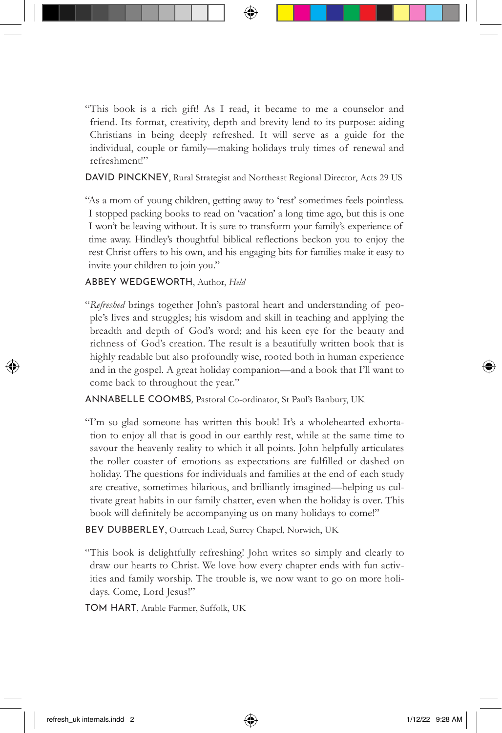"This book is a rich gift! As I read, it became to me a counselor and friend. Its format, creativity, depth and brevity lend to its purpose: aiding Christians in being deeply refreshed. It will serve as a guide for the individual, couple or family—making holidays truly times of renewal and refreshment!"

DAVID PINCKNEY, Rural Strategist and Northeast Regional Director, Acts 29 US

"As a mom of young children, getting away to 'rest' sometimes feels pointless. I stopped packing books to read on 'vacation' a long time ago, but this is one I won't be leaving without. It is sure to transform your family's experience of time away. Hindley's thoughtful biblical reflections beckon you to enjoy the rest Christ offers to his own, and his engaging bits for families make it easy to invite your children to join you."

ABBEY WEDGEWORTH, Author, *Held*

"*Refreshed* brings together John's pastoral heart and understanding of people's lives and struggles; his wisdom and skill in teaching and applying the breadth and depth of God's word; and his keen eye for the beauty and richness of God's creation. The result is a beautifully written book that is highly readable but also profoundly wise, rooted both in human experience and in the gospel. A great holiday companion—and a book that I'll want to come back to throughout the year."

ANNABELLE COOMBS, Pastoral Co-ordinator, St Paul's Banbury, UK

"I'm so glad someone has written this book! It's a wholehearted exhortation to enjoy all that is good in our earthly rest, while at the same time to savour the heavenly reality to which it all points. John helpfully articulates the roller coaster of emotions as expectations are fulfilled or dashed on holiday. The questions for individuals and families at the end of each study are creative, sometimes hilarious, and brilliantly imagined—helping us cultivate great habits in our family chatter, even when the holiday is over. This book will definitely be accompanying us on many holidays to come!"

BEV DUBBERLEY, Outreach Lead, Surrey Chapel, Norwich, UK

"This book is delightfully refreshing! John writes so simply and clearly to draw our hearts to Christ. We love how every chapter ends with fun activities and family worship. The trouble is, we now want to go on more holidays. Come, Lord Jesus!"

TOM HART, Arable Farmer, Suffolk, UK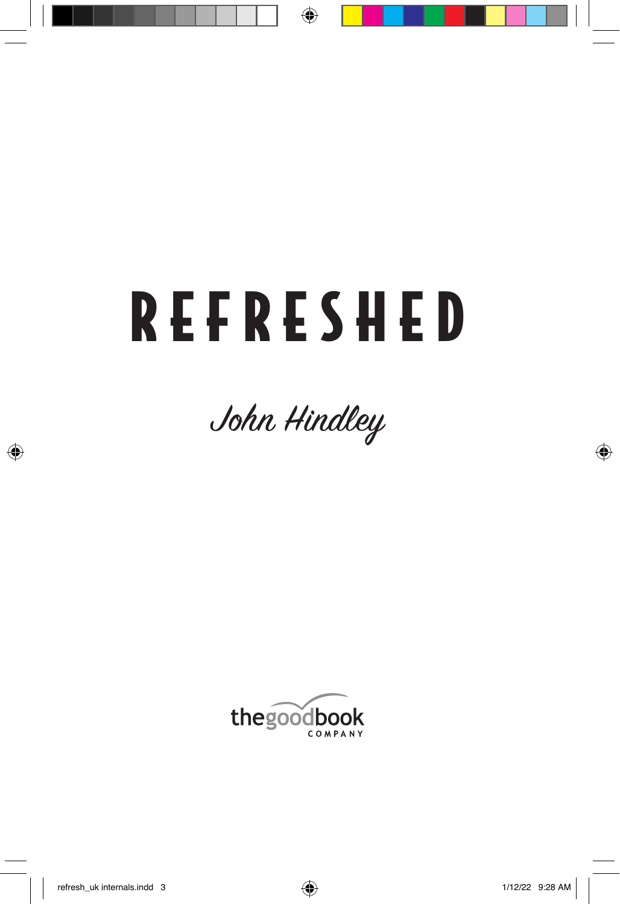# REFRESHED

John Hindley

thegoodbook COMPANY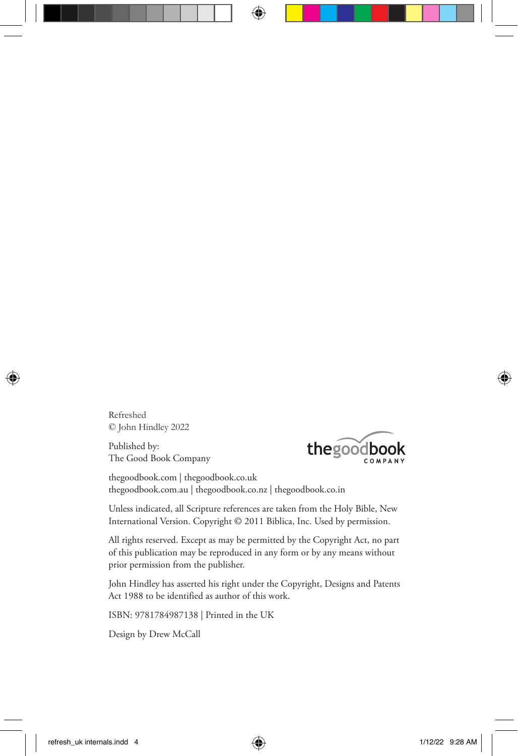Refreshed
© John Hindley 2022

Published by:
The Good Book Company

thegoodbook.com | thegoodbook.co.uk
thegoodbook.com.au | thegoodbook.co.nz | thegoodbook.co.in

Unless indicated, all Scripture references are taken from the Holy Bible, New International Version. Copyright © 2011 Biblica, Inc. Used by permission.

All rights reserved. Except as may be permitted by the Copyright Act, no part of this publication may be reproduced in any form or by any means without prior permission from the publisher.

John Hindley has asserted his right under the Copyright, Designs and Patents Act 1988 to be identified as author of this work.

ISBN: 9781784987138 | Printed in the UK

Design by Drew McCall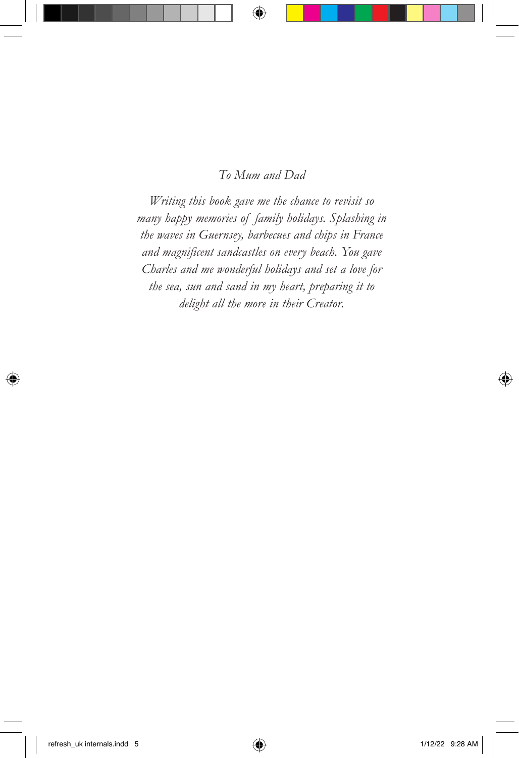*To Mum and Dad*

*Writing this book gave me the chance to revisit so many happy memories of family holidays. Splashing in the waves in Guernsey, barbecues and chips in France and magnificent sandcastles on every beach. You gave Charles and me wonderful holidays and set a love for the sea, sun and sand in my heart, preparing it to delight all the more in their Creator.*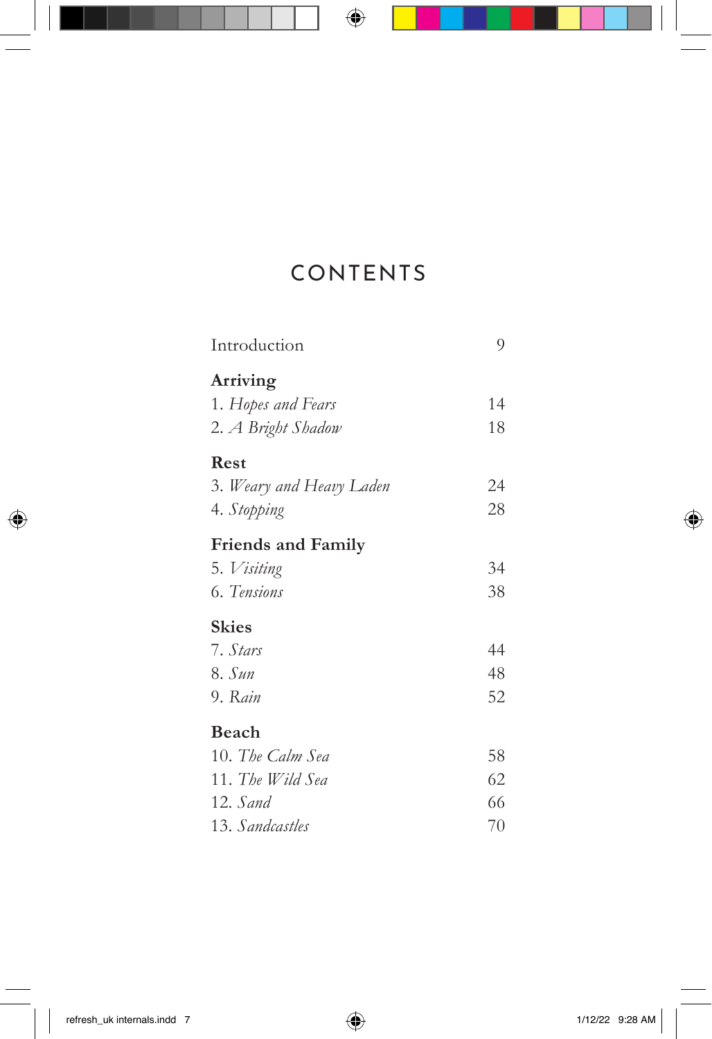# CONTENTS

| | |
|---|---|
| Introduction | 9 |
| **Arriving** | |
| 1. *Hopes and Fears* | 14 |
| 2. *A Bright Shadow* | 18 |
| **Rest** | |
| 3. *Weary and Heavy Laden* | 24 |
| 4. *Stopping* | 28 |
| **Friends and Family** | |
| 5. *Visiting* | 34 |
| 6. *Tensions* | 38 |
| **Skies** | |
| 7. *Stars* | 44 |
| 8. *Sun* | 48 |
| 9. *Rain* | 52 |
| **Beach** | |
| 10. *The Calm Sea* | 58 |
| 11. *The Wild Sea* | 62 |
| 12. *Sand* | 66 |
| 13. *Sandcastles* | 70 |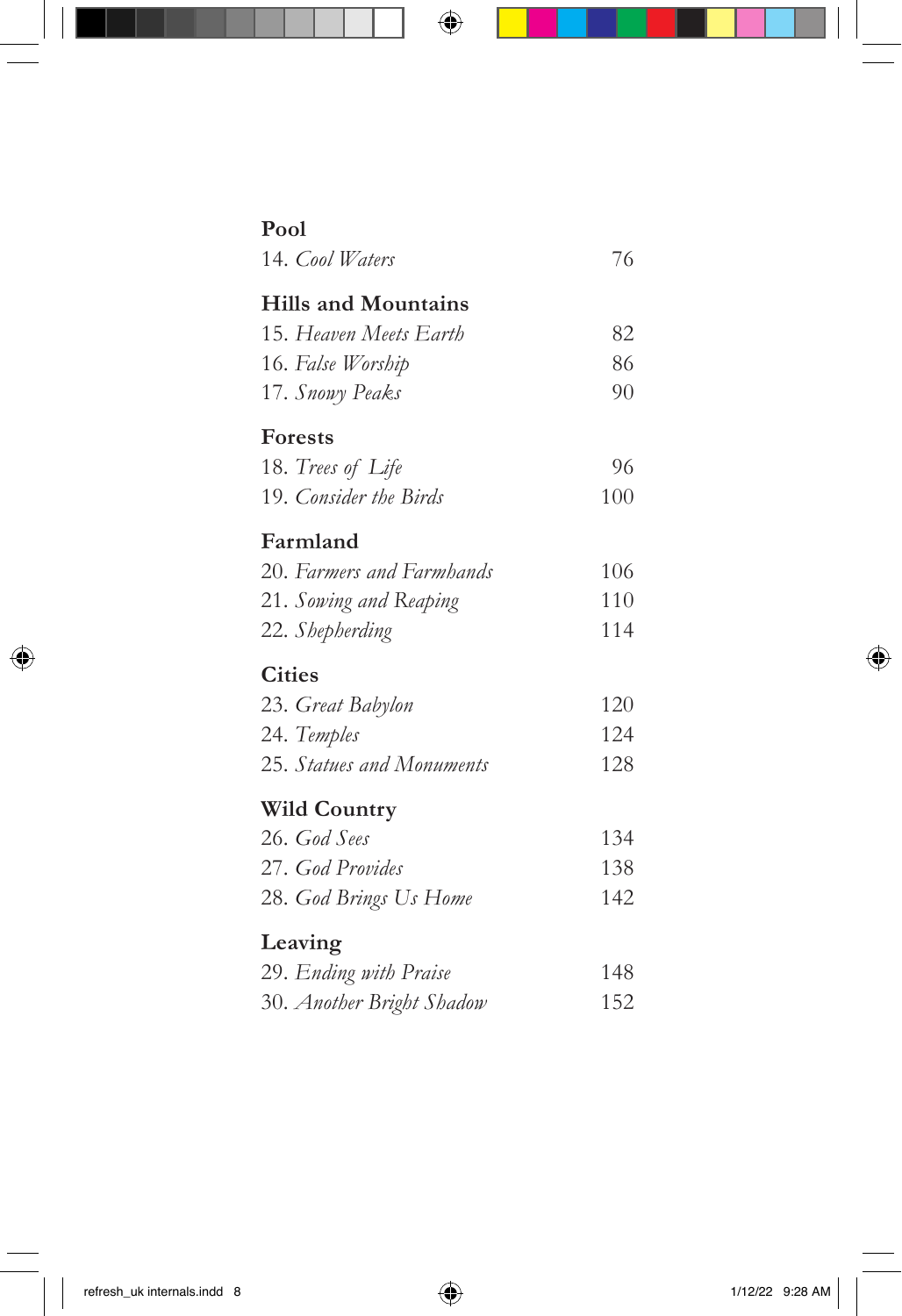**Pool**

14. *Cool Waters* 76

**Hills and Mountains**

15. *Heaven Meets Earth* 82
16. *False Worship* 86
17. *Snowy Peaks* 90

**Forests**

18. *Trees of Life* 96
19. *Consider the Birds* 100

**Farmland**

20. *Farmers and Farmhands* 106
21. *Sowing and Reaping* 110
22. *Shepherding* 114

**Cities**

23. *Great Babylon* 120
24. *Temples* 124
25. *Statues and Monuments* 128

**Wild Country**

26. *God Sees* 134
27. *God Provides* 138
28. *God Brings Us Home* 142

**Leaving**

29. *Ending with Praise* 148
30. *Another Bright Shadow* 152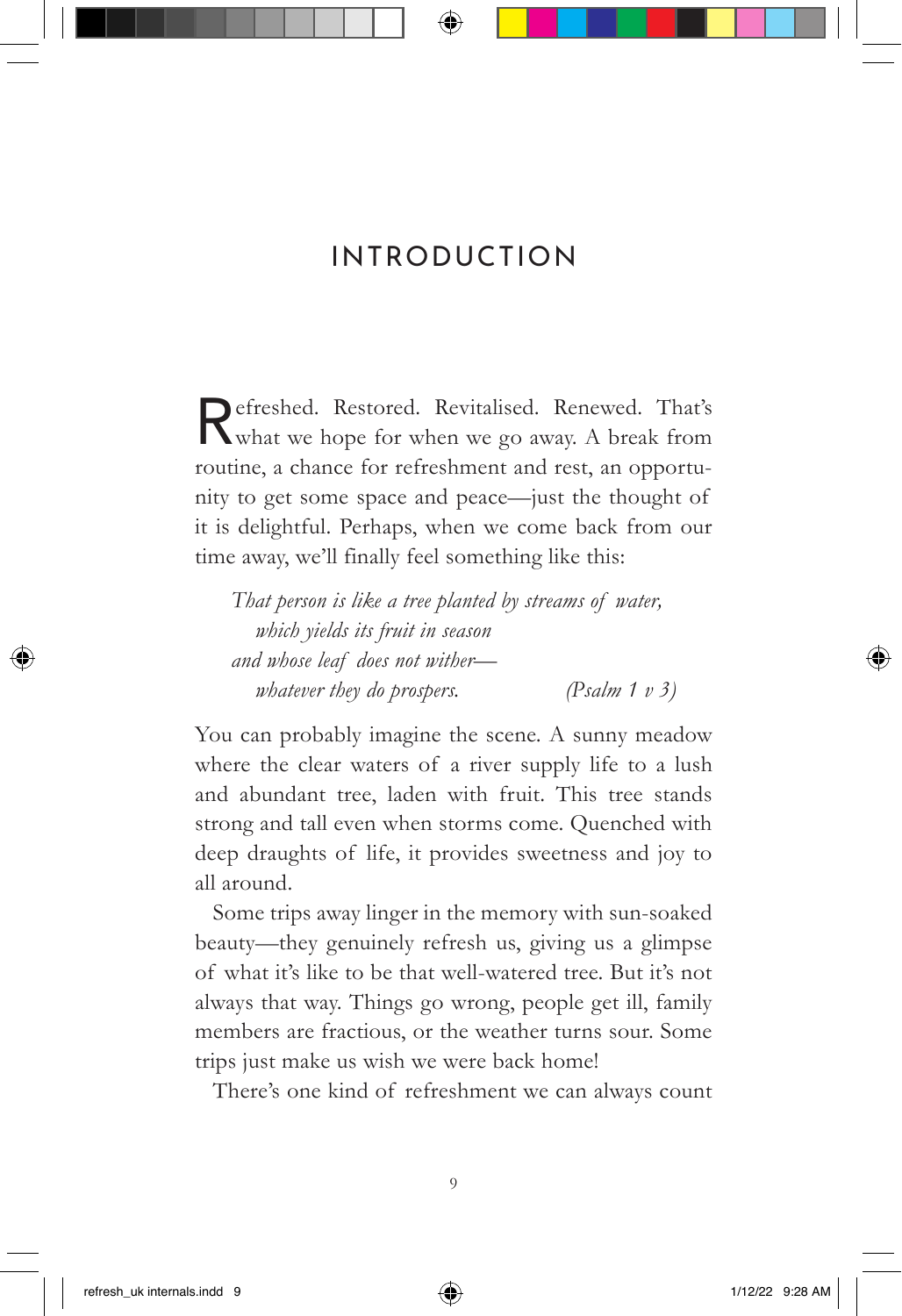# INTRODUCTION

Refreshed. Restored. Revitalised. Renewed. That's what we hope for when we go away. A break from routine, a chance for refreshment and rest, an opportunity to get some space and peace—just the thought of it is delightful. Perhaps, when we come back from our time away, we'll finally feel something like this:

> *That person is like a tree planted by streams of water,*
> *which yields its fruit in season*
> *and whose leaf does not wither—*
> *whatever they do prospers.* (Psalm 1 v 3)

You can probably imagine the scene. A sunny meadow where the clear waters of a river supply life to a lush and abundant tree, laden with fruit. This tree stands strong and tall even when storms come. Quenched with deep draughts of life, it provides sweetness and joy to all around.

Some trips away linger in the memory with sun-soaked beauty—they genuinely refresh us, giving us a glimpse of what it's like to be that well-watered tree. But it's not always that way. Things go wrong, people get ill, family members are fractious, or the weather turns sour. Some trips just make us wish we were back home!

There's one kind of refreshment we can always count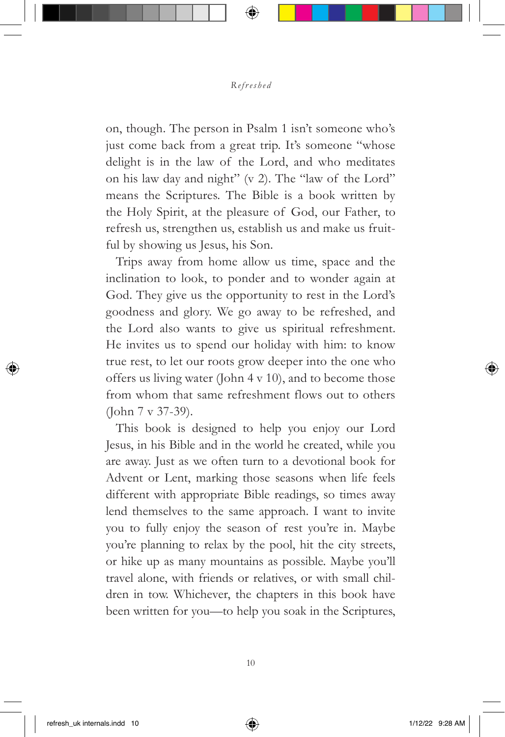on, though. The person in Psalm 1 isn't someone who's just come back from a great trip. It's someone "whose delight is in the law of the Lord, and who meditates on his law day and night" (v 2). The "law of the Lord" means the Scriptures. The Bible is a book written by the Holy Spirit, at the pleasure of God, our Father, to refresh us, strengthen us, establish us and make us fruitful by showing us Jesus, his Son.

Trips away from home allow us time, space and the inclination to look, to ponder and to wonder again at God. They give us the opportunity to rest in the Lord's goodness and glory. We go away to be refreshed, and the Lord also wants to give us spiritual refreshment. He invites us to spend our holiday with him: to know true rest, to let our roots grow deeper into the one who offers us living water (John 4 v 10), and to become those from whom that same refreshment flows out to others (John 7 v 37-39).

This book is designed to help you enjoy our Lord Jesus, in his Bible and in the world he created, while you are away. Just as we often turn to a devotional book for Advent or Lent, marking those seasons when life feels different with appropriate Bible readings, so times away lend themselves to the same approach. I want to invite you to fully enjoy the season of rest you're in. Maybe you're planning to relax by the pool, hit the city streets, or hike up as many mountains as possible. Maybe you'll travel alone, with friends or relatives, or with small children in tow. Whichever, the chapters in this book have been written for you—to help you soak in the Scriptures,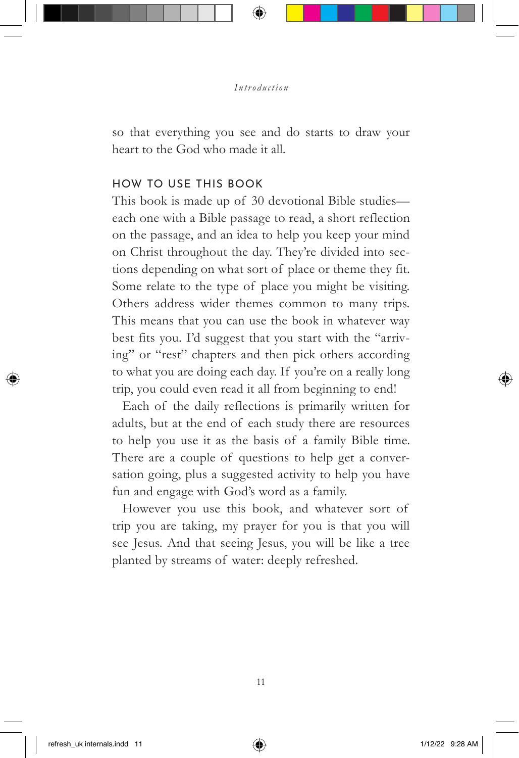so that everything you see and do starts to draw your heart to the God who made it all.

## HOW TO USE THIS BOOK

This book is made up of 30 devotional Bible studies—each one with a Bible passage to read, a short reflection on the passage, and an idea to help you keep your mind on Christ throughout the day. They're divided into sections depending on what sort of place or theme they fit. Some relate to the type of place you might be visiting. Others address wider themes common to many trips. This means that you can use the book in whatever way best fits you. I'd suggest that you start with the "arriving" or "rest" chapters and then pick others according to what you are doing each day. If you're on a really long trip, you could even read it all from beginning to end!

Each of the daily reflections is primarily written for adults, but at the end of each study there are resources to help you use it as the basis of a family Bible time. There are a couple of questions to help get a conversation going, plus a suggested activity to help you have fun and engage with God's word as a family.

However you use this book, and whatever sort of trip you are taking, my prayer for you is that you will see Jesus. And that seeing Jesus, you will be like a tree planted by streams of water: deeply refreshed.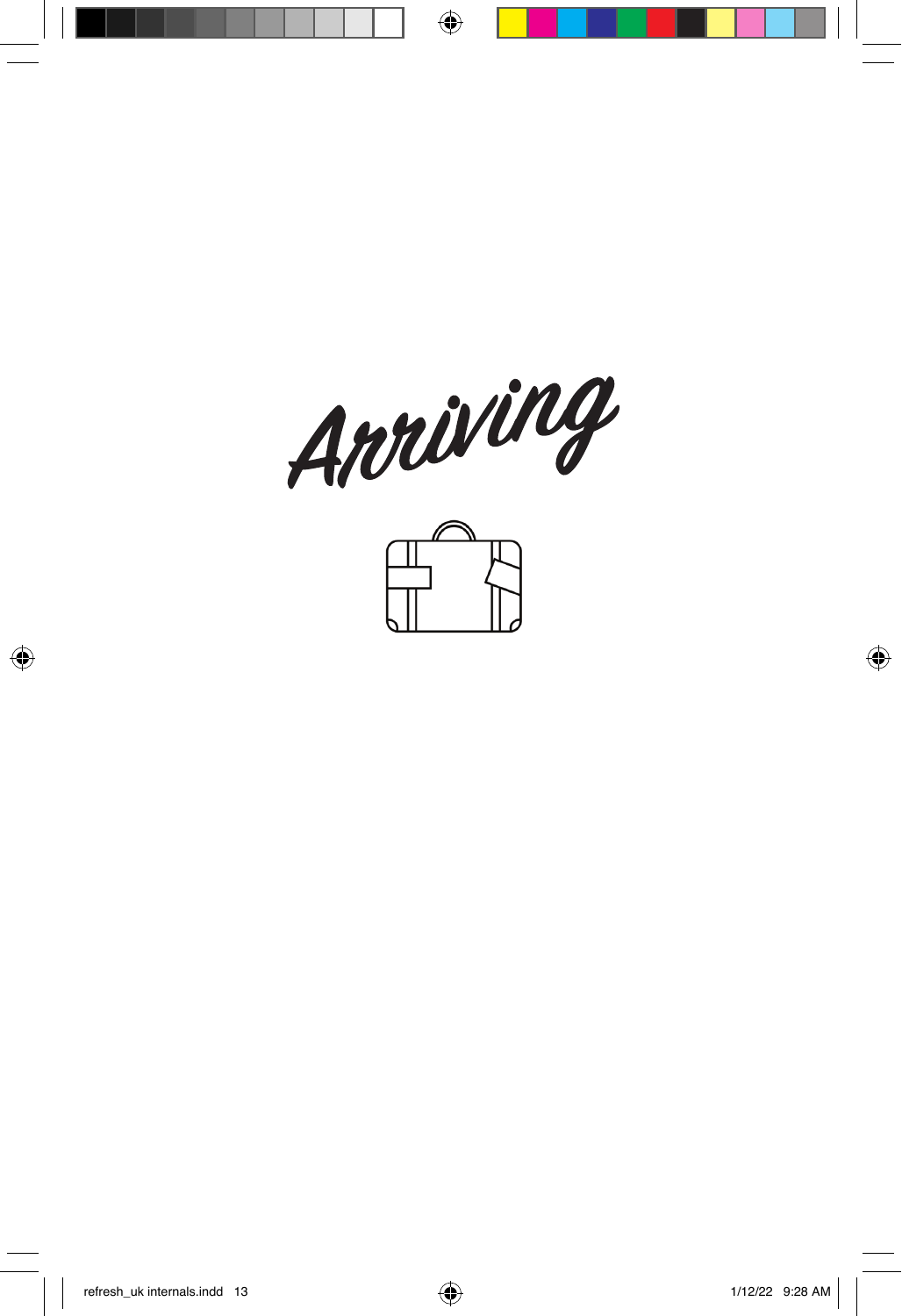# Arriving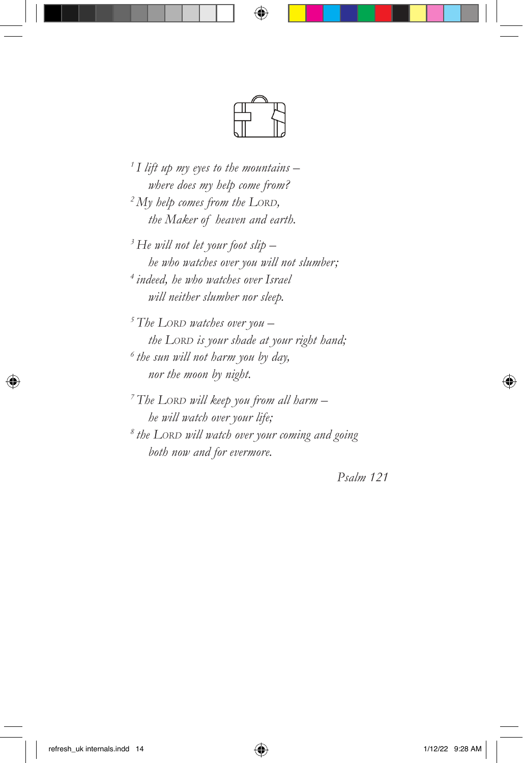*[1] I lift up my eyes to the mountains –*
*where does my help come from?*
*[2] My help comes from the LORD,*
*the Maker of heaven and earth.*

*[3] He will not let your foot slip –*
*he who watches over you will not slumber;*
*[4] indeed, he who watches over Israel*
*will neither slumber nor sleep.*

*[5] The LORD watches over you –*
*the LORD is your shade at your right hand;*
*[6] the sun will not harm you by day,*
*nor the moon by night.*

*[7] The LORD will keep you from all harm –*
*he will watch over your life;*
*[8] the LORD will watch over your coming and going*
*both now and for evermore.*

*Psalm 121*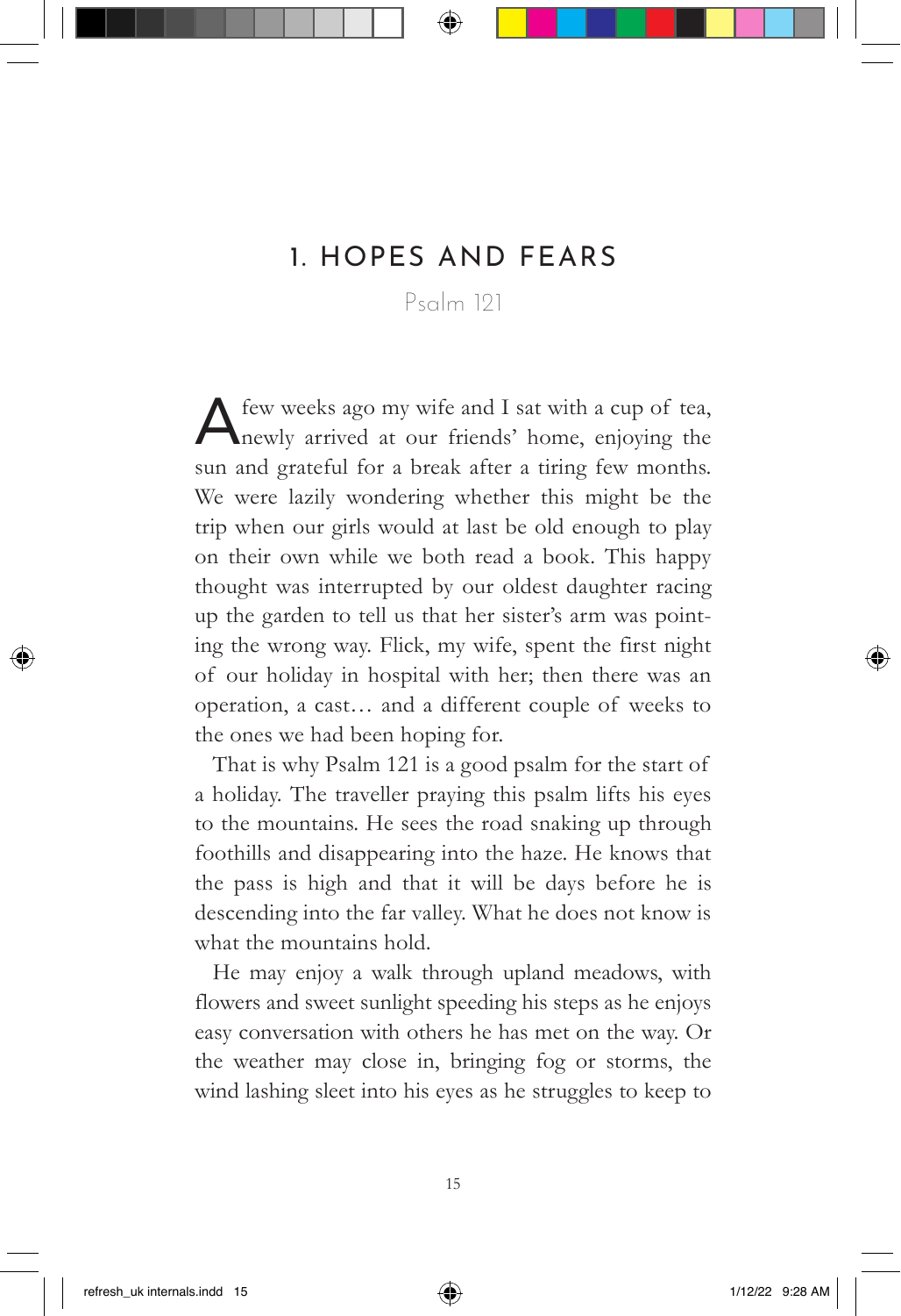# 1. HOPES AND FEARS

Psalm 121

A few weeks ago my wife and I sat with a cup of tea, newly arrived at our friends' home, enjoying the sun and grateful for a break after a tiring few months. We were lazily wondering whether this might be the trip when our girls would at last be old enough to play on their own while we both read a book. This happy thought was interrupted by our oldest daughter racing up the garden to tell us that her sister's arm was pointing the wrong way. Flick, my wife, spent the first night of our holiday in hospital with her; then there was an operation, a cast… and a different couple of weeks to the ones we had been hoping for.

That is why Psalm 121 is a good psalm for the start of a holiday. The traveller praying this psalm lifts his eyes to the mountains. He sees the road snaking up through foothills and disappearing into the haze. He knows that the pass is high and that it will be days before he is descending into the far valley. What he does not know is what the mountains hold.

He may enjoy a walk through upland meadows, with flowers and sweet sunlight speeding his steps as he enjoys easy conversation with others he has met on the way. Or the weather may close in, bringing fog or storms, the wind lashing sleet into his eyes as he struggles to keep to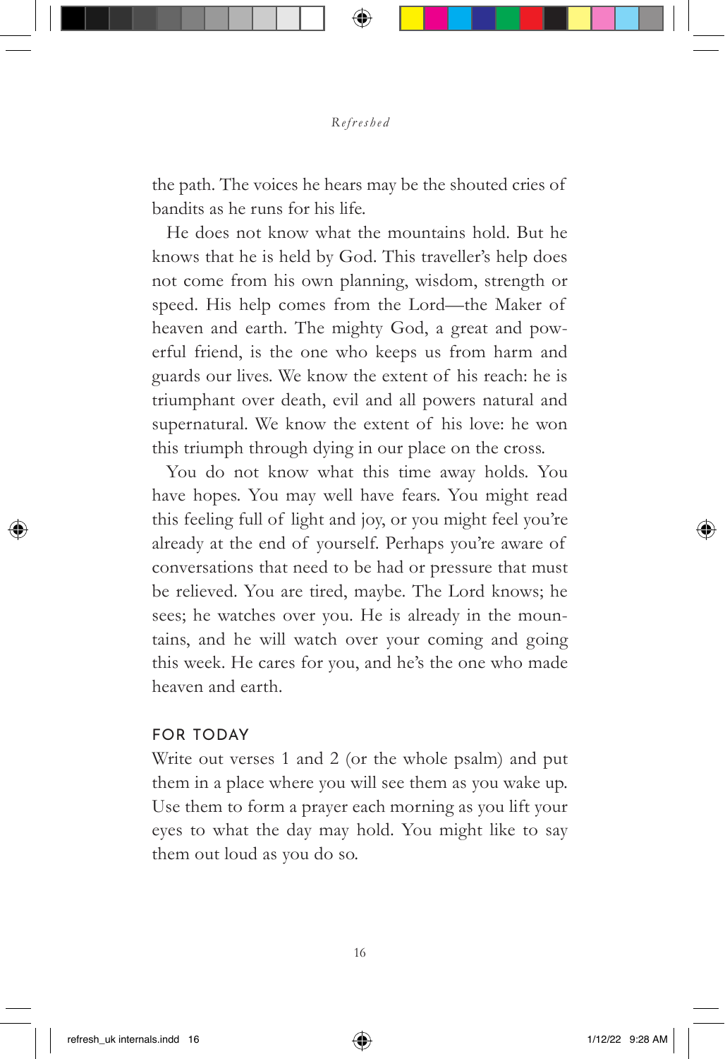the path. The voices he hears may be the shouted cries of bandits as he runs for his life.

He does not know what the mountains hold. But he knows that he is held by God. This traveller's help does not come from his own planning, wisdom, strength or speed. His help comes from the Lord—the Maker of heaven and earth. The mighty God, a great and powerful friend, is the one who keeps us from harm and guards our lives. We know the extent of his reach: he is triumphant over death, evil and all powers natural and supernatural. We know the extent of his love: he won this triumph through dying in our place on the cross.

You do not know what this time away holds. You have hopes. You may well have fears. You might read this feeling full of light and joy, or you might feel you're already at the end of yourself. Perhaps you're aware of conversations that need to be had or pressure that must be relieved. You are tired, maybe. The Lord knows; he sees; he watches over you. He is already in the mountains, and he will watch over your coming and going this week. He cares for you, and he's the one who made heaven and earth.

## FOR TODAY

Write out verses 1 and 2 (or the whole psalm) and put them in a place where you will see them as you wake up. Use them to form a prayer each morning as you lift your eyes to what the day may hold. You might like to say them out loud as you do so.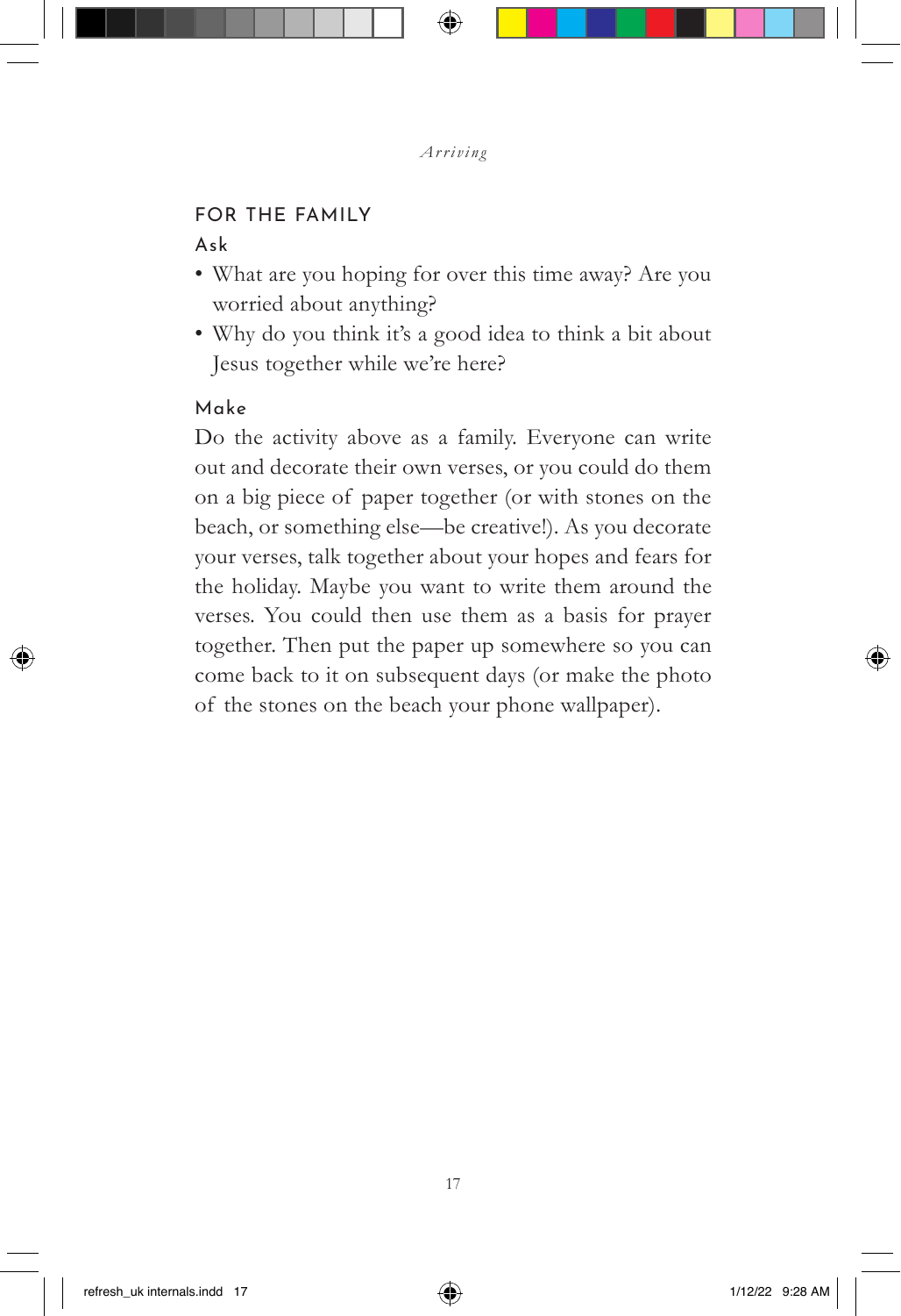## FOR THE FAMILY

### Ask

- What are you hoping for over this time away? Are you worried about anything?
- Why do you think it's a good idea to think a bit about Jesus together while we're here?

### Make

Do the activity above as a family. Everyone can write out and decorate their own verses, or you could do them on a big piece of paper together (or with stones on the beach, or something else—be creative!). As you decorate your verses, talk together about your hopes and fears for the holiday. Maybe you want to write them around the verses. You could then use them as a basis for prayer together. Then put the paper up somewhere so you can come back to it on subsequent days (or make the photo of the stones on the beach your phone wallpaper).